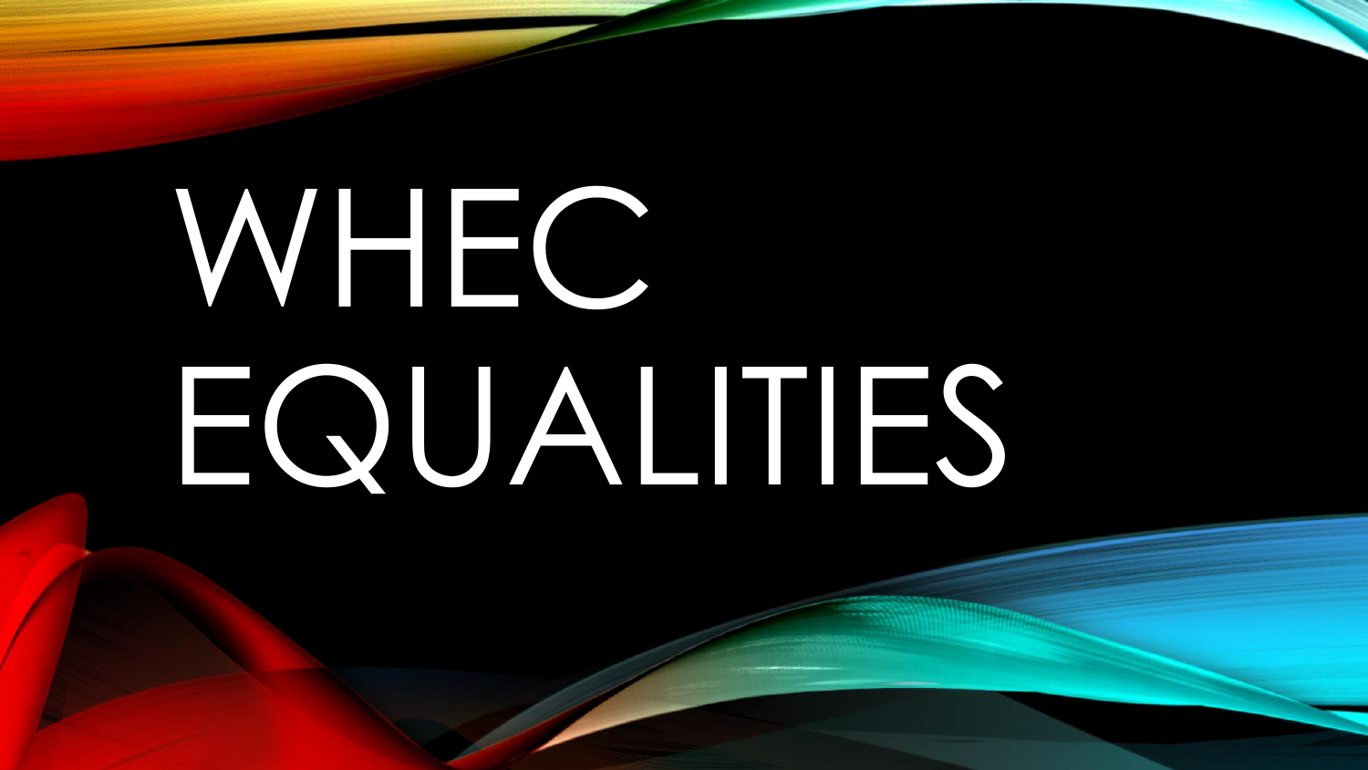# WHEC EQUALITIES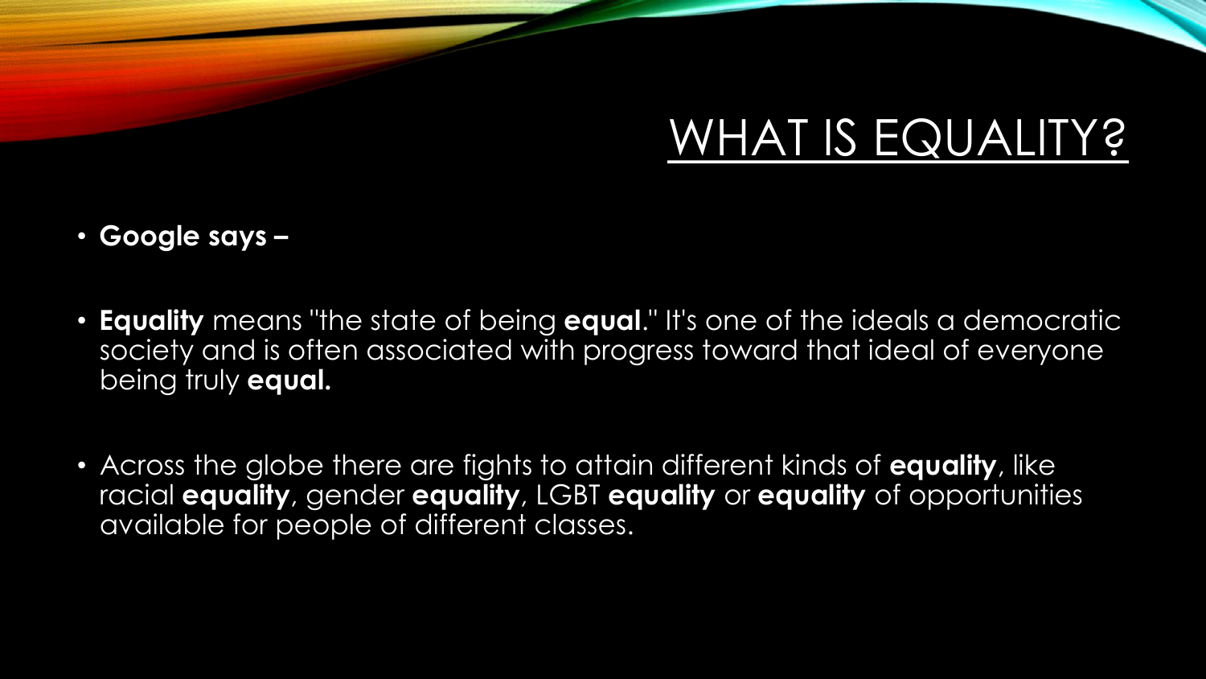# WHAT IS EQUALITY?

- **Google says –**

- **Equality** means "the state of being **equal**." It's one of the ideals a democratic society and is often associated with progress toward that ideal of everyone being truly **equal.**

- Across the globe there are fights to attain different kinds of **equality**, like racial **equality**, gender **equality**, LGBT **equality** or **equality** of opportunities available for people of different classes.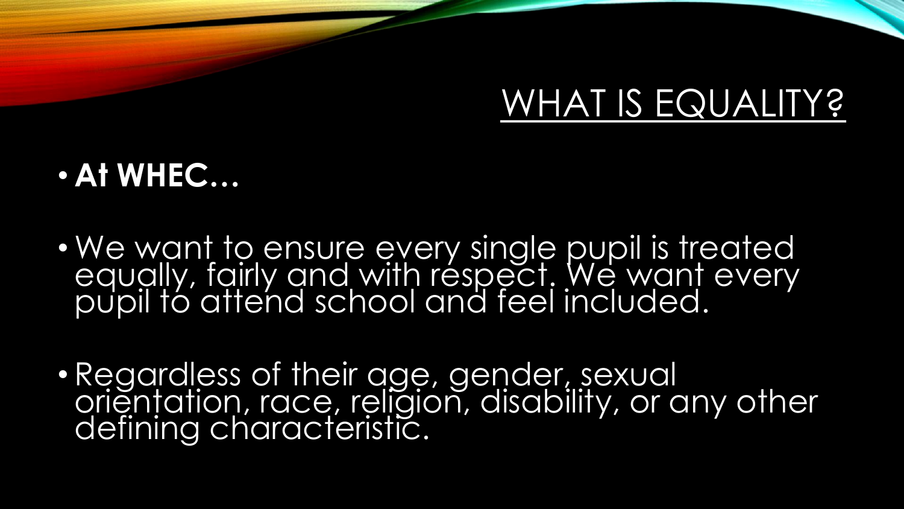# WHAT IS EQUALITY?

- **At WHEC…**

- We want to ensure every single pupil is treated equally, fairly and with respect. We want every pupil to attend school and feel included.

- Regardless of their age, gender, sexual orientation, race, religion, disability, or any other defining characteristic.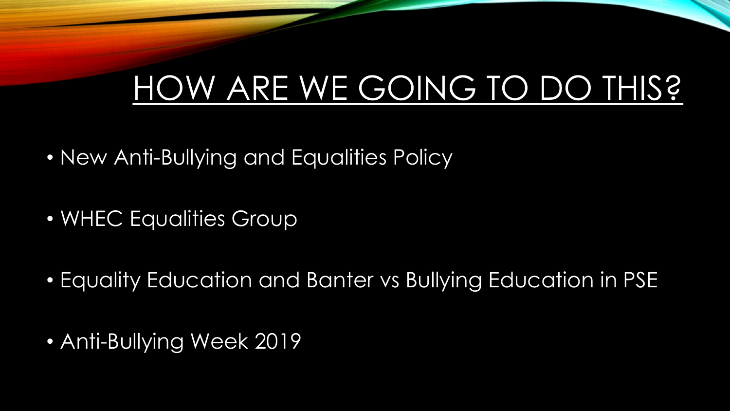# HOW ARE WE GOING TO DO THIS?

- New Anti-Bullying and Equalities Policy
- WHEC Equalities Group
- Equality Education and Banter vs Bullying Education in PSE
- Anti-Bullying Week 2019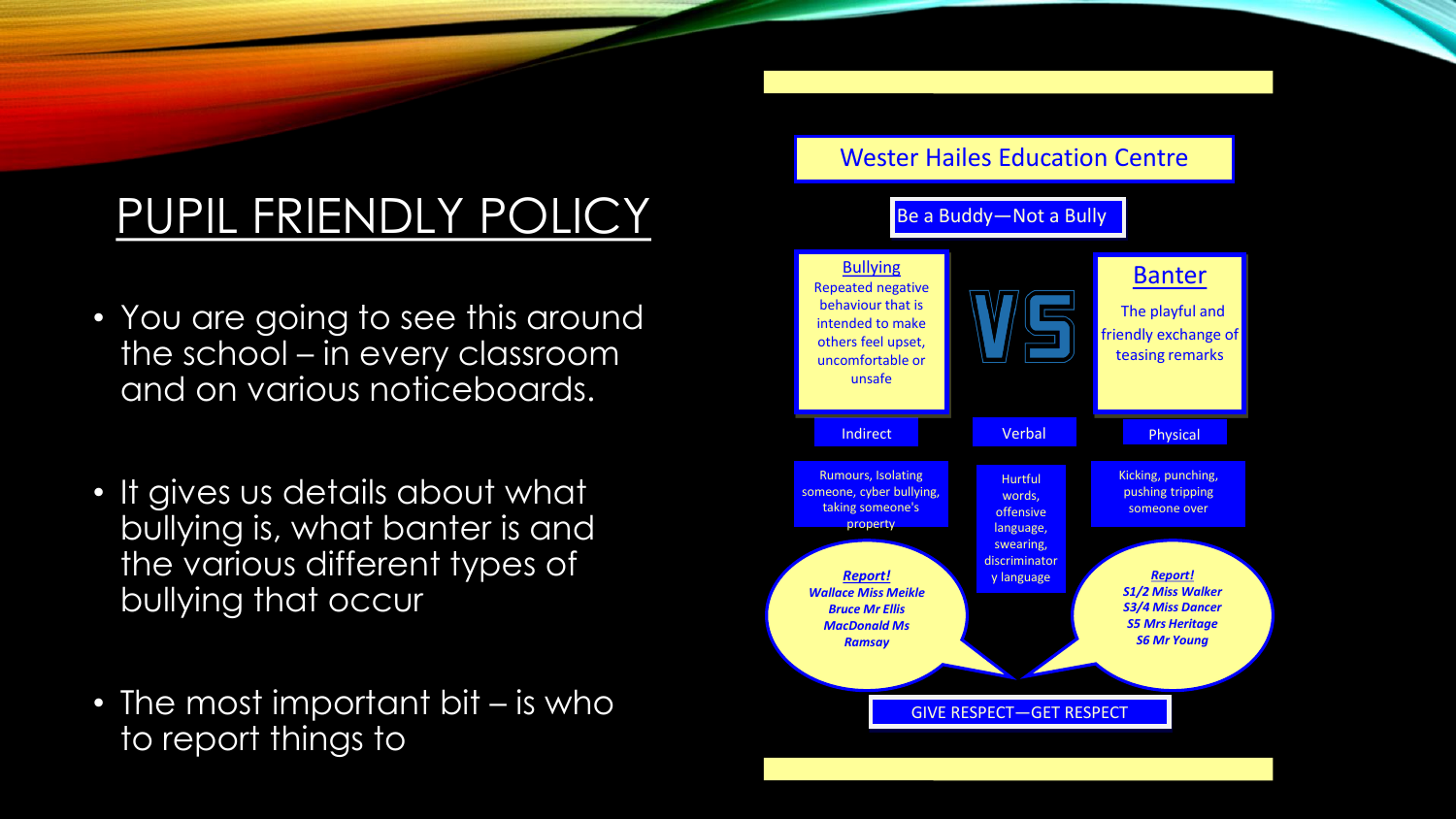# PUPIL FRIENDLY POLICY

- You are going to see this around the school – in every classroom and on various noticeboards.
- It gives us details about what bullying is, what banter is and the various different types of bullying that occur
- The most important bit – is who to report things to

## Wester Hailes Education Centre

**Be a Buddy—Not a Bully**

| Bullying | VS | Banter |
| --- | --- | --- |
| Repeated negative behaviour that is intended to make others feel upset, uncomfortable or unsafe | | The playful and friendly exchange of teasing remarks |

| Indirect | Verbal | Physical |
| --- | --- | --- |
| Rumours, Isolating someone, cyber bullying, taking someone's property | Hurtful words, offensive language, swearing, discriminatory language | Kicking, punching, pushing tripping someone over |

***Report!***
*Wallace Miss Meikle*
*Bruce Mr Ellis*
*MacDonald Ms Ramsay*

***Report!***
*S1/2 Miss Walker*
*S3/4 Miss Dancer*
*S5 Mrs Heritage*
*S6 Mr Young*

GIVE RESPECT—GET RESPECT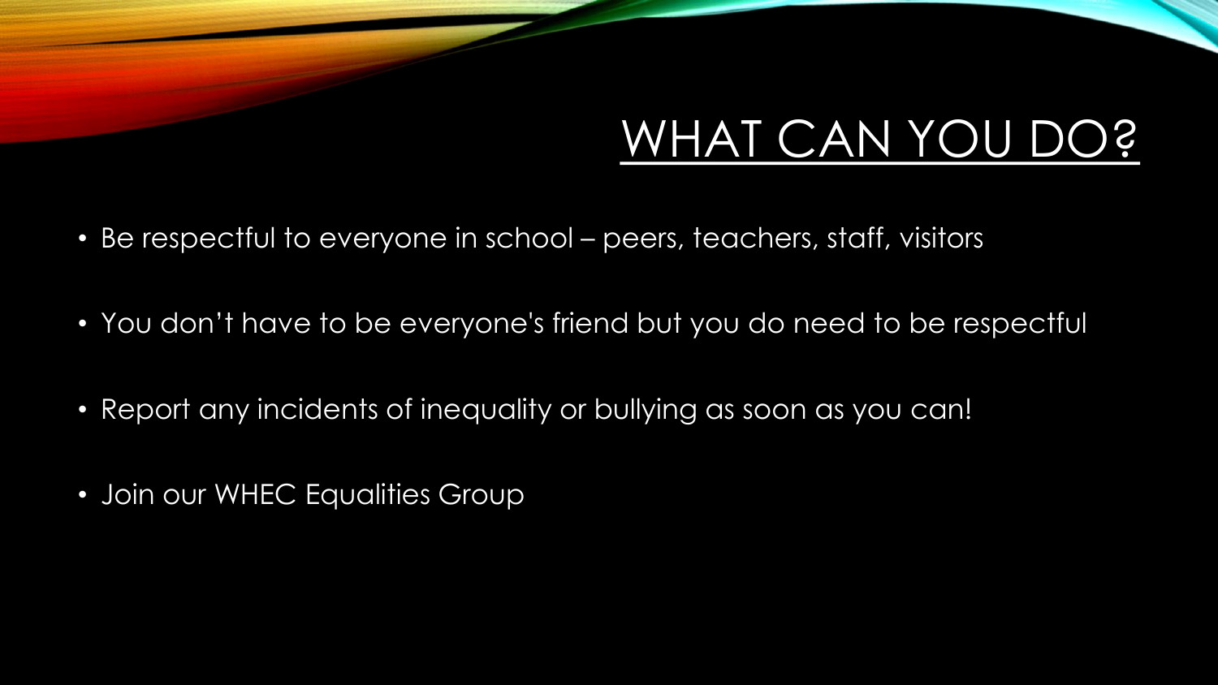# WHAT CAN YOU DO?

- Be respectful to everyone in school – peers, teachers, staff, visitors
- You don't have to be everyone's friend but you do need to be respectful
- Report any incidents of inequality or bullying as soon as you can!
- Join our WHEC Equalities Group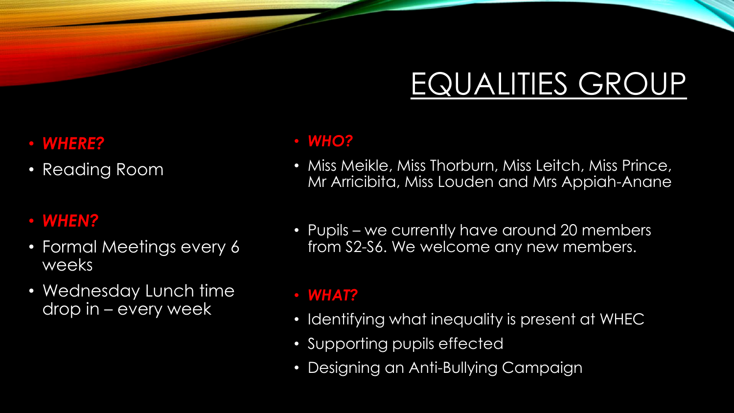# EQUALITIES GROUP

- ***WHERE?***
- Reading Room

- ***WHEN?***
- Formal Meetings every 6 weeks
- Wednesday Lunch time drop in – every week

- ***WHO?***
- Miss Meikle, Miss Thorburn, Miss Leitch, Miss Prince, Mr Arricibita, Miss Louden and Mrs Appiah-Anane

- Pupils – we currently have around 20 members from S2-S6. We welcome any new members.

- ***WHAT?***
- Identifying what inequality is present at WHEC
- Supporting pupils effected
- Designing an Anti-Bullying Campaign